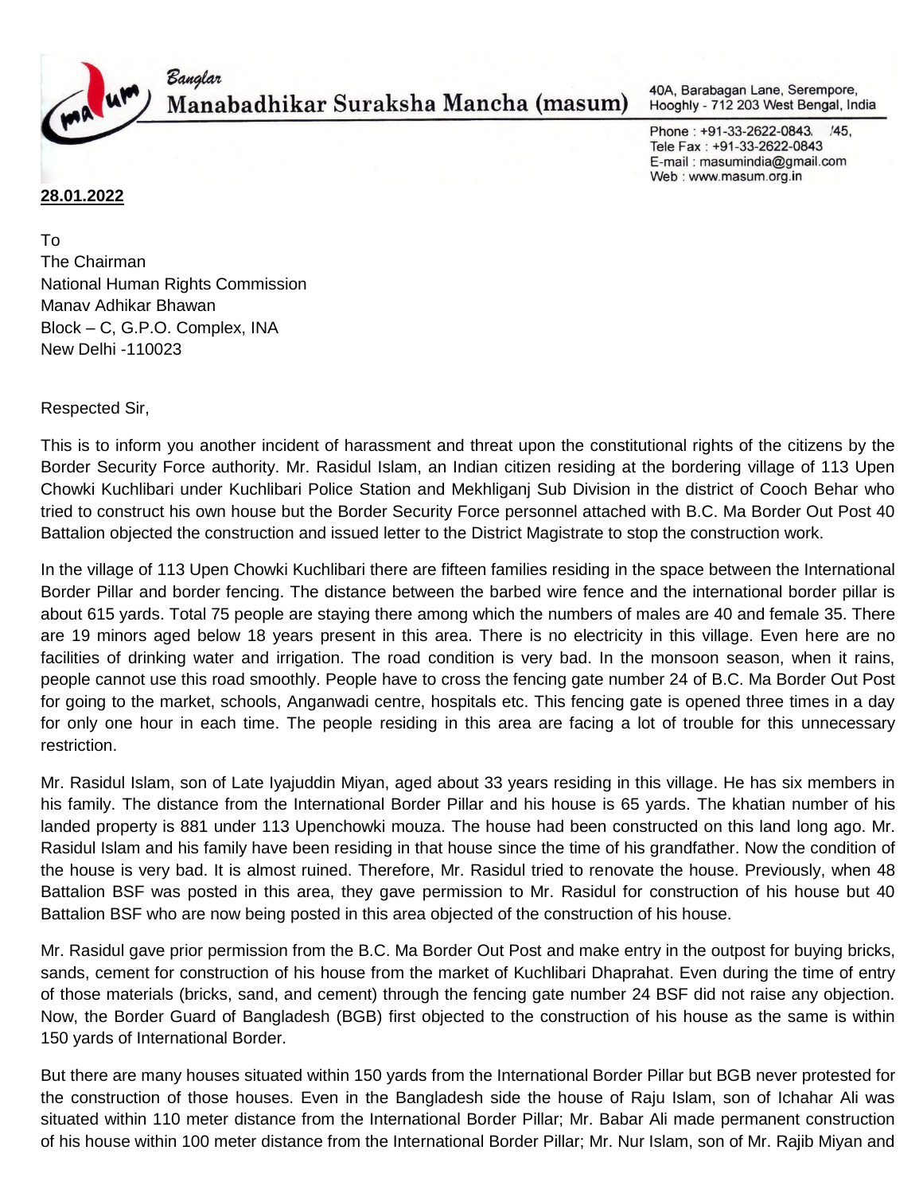Banglar
**Manabadhikar Suraksha Mancha (masum)**

40A, Barabagan Lane, Serempore,
Hooghly - 712 203 West Bengal, India

Phone : +91-33-2622-0843, /45,
Tele Fax : +91-33-2622-0843
E-mail : masumindia@gmail.com
Web : www.masum.org.in

**28.01.2022**

To
The Chairman
National Human Rights Commission
Manav Adhikar Bhawan
Block – C, G.P.O. Complex, INA
New Delhi -110023

Respected Sir,

This is to inform you another incident of harassment and threat upon the constitutional rights of the citizens by the Border Security Force authority. Mr. Rasidul Islam, an Indian citizen residing at the bordering village of 113 Upen Chowki Kuchlibari under Kuchlibari Police Station and Mekhliganj Sub Division in the district of Cooch Behar who tried to construct his own house but the Border Security Force personnel attached with B.C. Ma Border Out Post 40 Battalion objected the construction and issued letter to the District Magistrate to stop the construction work.

In the village of 113 Upen Chowki Kuchlibari there are fifteen families residing in the space between the International Border Pillar and border fencing. The distance between the barbed wire fence and the international border pillar is about 615 yards. Total 75 people are staying there among which the numbers of males are 40 and female 35. There are 19 minors aged below 18 years present in this area. There is no electricity in this village. Even here are no facilities of drinking water and irrigation. The road condition is very bad. In the monsoon season, when it rains, people cannot use this road smoothly. People have to cross the fencing gate number 24 of B.C. Ma Border Out Post for going to the market, schools, Anganwadi centre, hospitals etc. This fencing gate is opened three times in a day for only one hour in each time. The people residing in this area are facing a lot of trouble for this unnecessary restriction.

Mr. Rasidul Islam, son of Late Iyajuddin Miyan, aged about 33 years residing in this village. He has six members in his family. The distance from the International Border Pillar and his house is 65 yards. The khatian number of his landed property is 881 under 113 Upenchowki mouza. The house had been constructed on this land long ago. Mr. Rasidul Islam and his family have been residing in that house since the time of his grandfather. Now the condition of the house is very bad. It is almost ruined. Therefore, Mr. Rasidul tried to renovate the house. Previously, when 48 Battalion BSF was posted in this area, they gave permission to Mr. Rasidul for construction of his house but 40 Battalion BSF who are now being posted in this area objected of the construction of his house.

Mr. Rasidul gave prior permission from the B.C. Ma Border Out Post and make entry in the outpost for buying bricks, sands, cement for construction of his house from the market of Kuchlibari Dhaprahat. Even during the time of entry of those materials (bricks, sand, and cement) through the fencing gate number 24 BSF did not raise any objection. Now, the Border Guard of Bangladesh (BGB) first objected to the construction of his house as the same is within 150 yards of International Border.

But there are many houses situated within 150 yards from the International Border Pillar but BGB never protested for the construction of those houses. Even in the Bangladesh side the house of Raju Islam, son of Ichahar Ali was situated within 110 meter distance from the International Border Pillar; Mr. Babar Ali made permanent construction of his house within 100 meter distance from the International Border Pillar; Mr. Nur Islam, son of Mr. Rajib Miyan and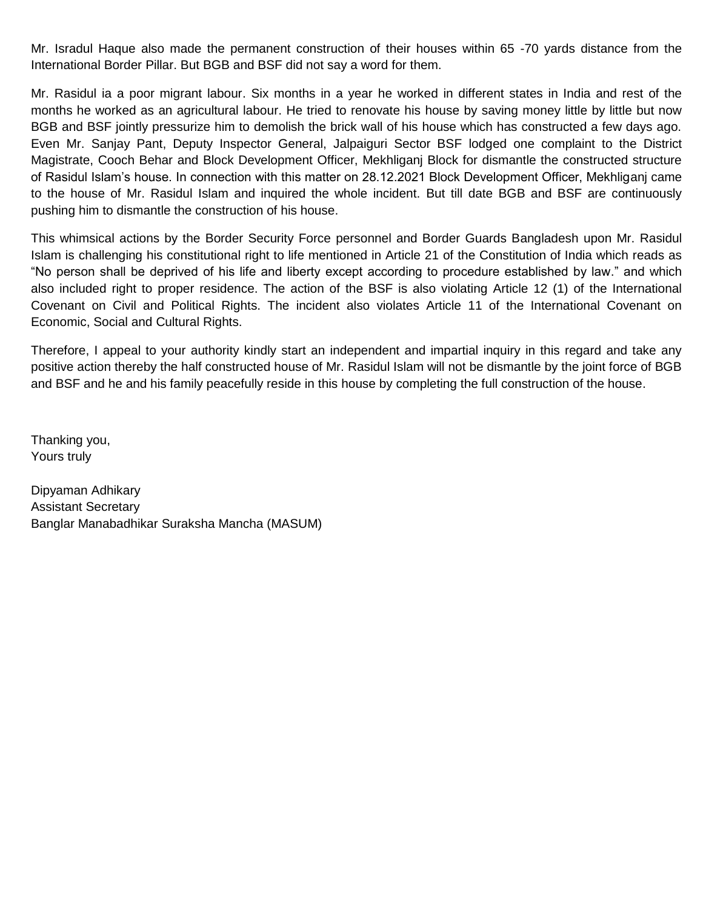Mr. Isradul Haque also made the permanent construction of their houses within 65 -70 yards distance from the International Border Pillar. But BGB and BSF did not say a word for them.

Mr. Rasidul ia a poor migrant labour. Six months in a year he worked in different states in India and rest of the months he worked as an agricultural labour. He tried to renovate his house by saving money little by little but now BGB and BSF jointly pressurize him to demolish the brick wall of his house which has constructed a few days ago. Even Mr. Sanjay Pant, Deputy Inspector General, Jalpaiguri Sector BSF lodged one complaint to the District Magistrate, Cooch Behar and Block Development Officer, Mekhliganj Block for dismantle the constructed structure of Rasidul Islam's house. In connection with this matter on 28.12.2021 Block Development Officer, Mekhliganj came to the house of Mr. Rasidul Islam and inquired the whole incident. But till date BGB and BSF are continuously pushing him to dismantle the construction of his house.

This whimsical actions by the Border Security Force personnel and Border Guards Bangladesh upon Mr. Rasidul Islam is challenging his constitutional right to life mentioned in Article 21 of the Constitution of India which reads as "No person shall be deprived of his life and liberty except according to procedure established by law." and which also included right to proper residence. The action of the BSF is also violating Article 12 (1) of the International Covenant on Civil and Political Rights. The incident also violates Article 11 of the International Covenant on Economic, Social and Cultural Rights.

Therefore, I appeal to your authority kindly start an independent and impartial inquiry in this regard and take any positive action thereby the half constructed house of Mr. Rasidul Islam will not be dismantle by the joint force of BGB and BSF and he and his family peacefully reside in this house by completing the full construction of the house.

Thanking you,
Yours truly

Dipyaman Adhikary
Assistant Secretary
Banglar Manabadhikar Suraksha Mancha (MASUM)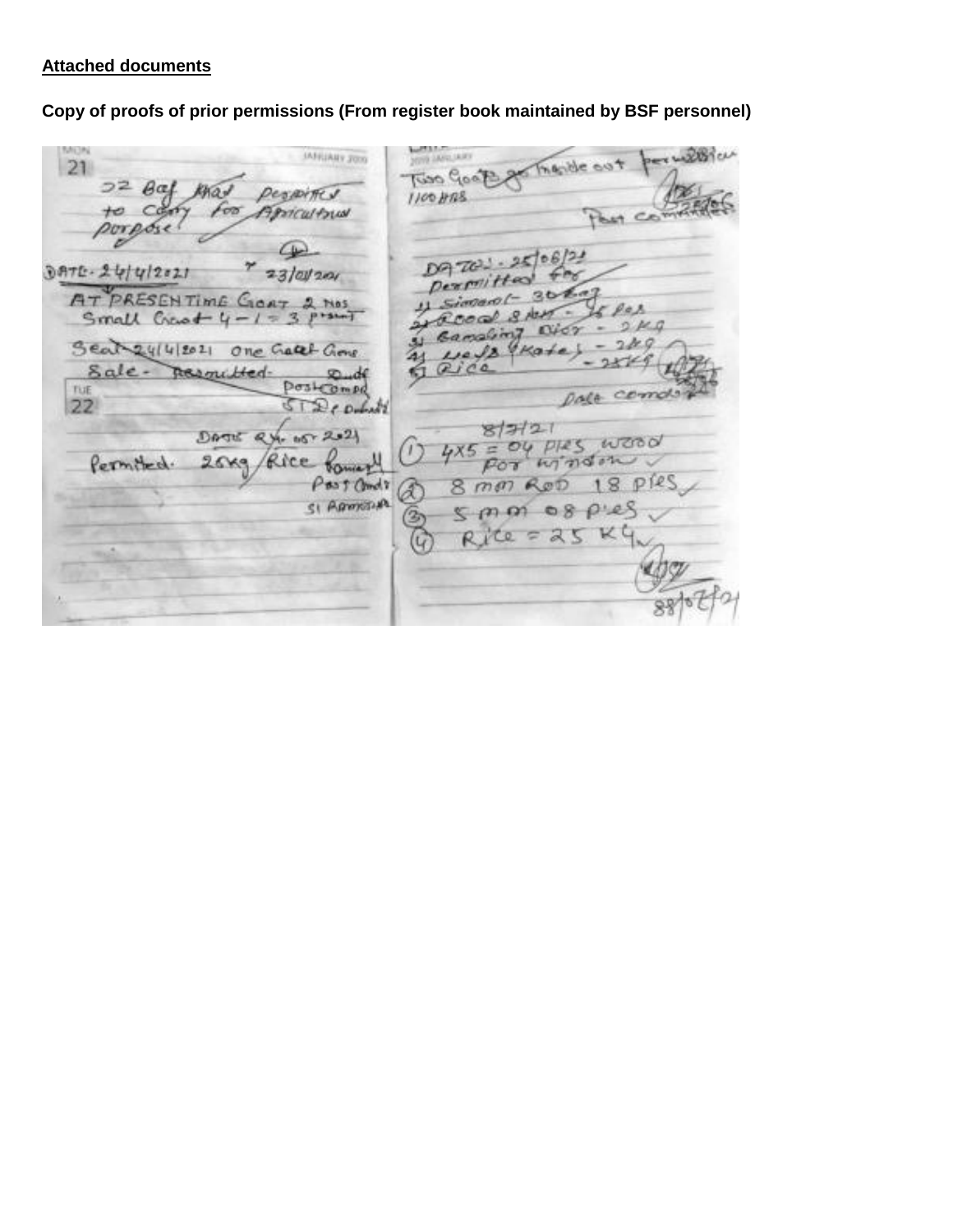**Attached documents**

**Copy of proofs of prior permissions (From register book maintained by BSF personnel)**

MON 21 — JANUARY 2020

22 Bqf Khat permitted to carry for Agricultural purpose

DATE - 24/4/2021 — 23/04/2021

AT PRESENT TIME GOAT 2 Nos
Small Goat 4 - 1 = 3 present

Seat 24/4/2021 One Goat Gone
Sale - Permitted. Sd/-
Post Comdr
ST Debnath

TUE 22

DATE 24.05.2021
Permitted. 25kg/Rice Family
Post Comdr
SI ...

Two Goats go Inside out permission
1100 HRS
Sd/- 25/06
Post Commander

DATE - 25/06/21
Permitted for
1) Cement - 30 bag
2) Rod 8mm - 5 Pcs
3) Gamaling Dior - 2 Kg
4) Nails (Kate) - 2 Kg
5) Rice - 25 Kg

Post Comdr

8/7/21
(1) 4X5 = 04 Pies wood For window ✓
(2) 8 mm Rod 18 Pies ✓
(3) 5 mm 08 Pies ✓
(4) Rice = 25 Kg ✓

8/07/21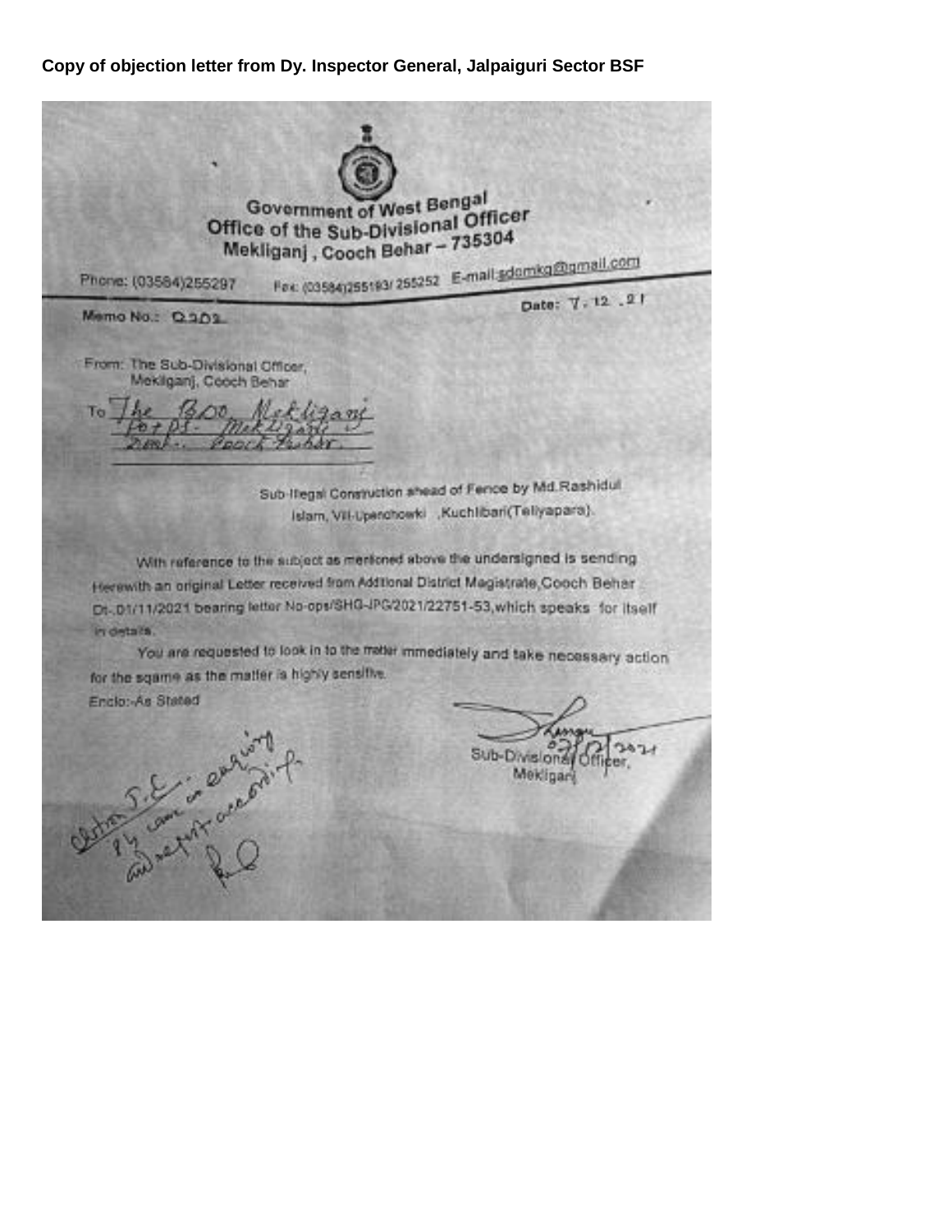**Copy of objection letter from Dy. Inspector General, Jalpaiguri Sector BSF**

Government of West Bengal
Office of the Sub-Divisional Officer
Mekliganj , Cooch Behar – 735304

Phone: (03584)255297 Fax: (03584)255193/ 255252 E-mail:sdomkg@gmail.com

Memo No.: Q.202 Date: 7. 12 .21

From: The Sub-Divisional Officer,
Mekliganj, Cooch Behar

To The BDO, Mekliganj
PO + PS - Mekliganj
Dist. - Cooch Behar.

Sub-Ilegal Construction ahead of Fence by Md.Rashidul Islam, Vill-Upenchowki ,Kuchlibari(Teliyapara).

With reference to the subject as mentioned above the undersigned is sending Herewith an original Letter received from Addtional District Magistrate,Cooch Behar Dt-.01/11/2021 bearing letter No-ops/SHG-JPG/2021/22751-53,which speaks for itself in details.

You are requested to look in to the matter immediately and take necessary action for the sqame as the matter is highly sensitive.

Enclo:-As Stated

Sub-Divisional Officer,
Mekliganj
07/12/2021

Action J.E. on enquiry by case on and report accordingly.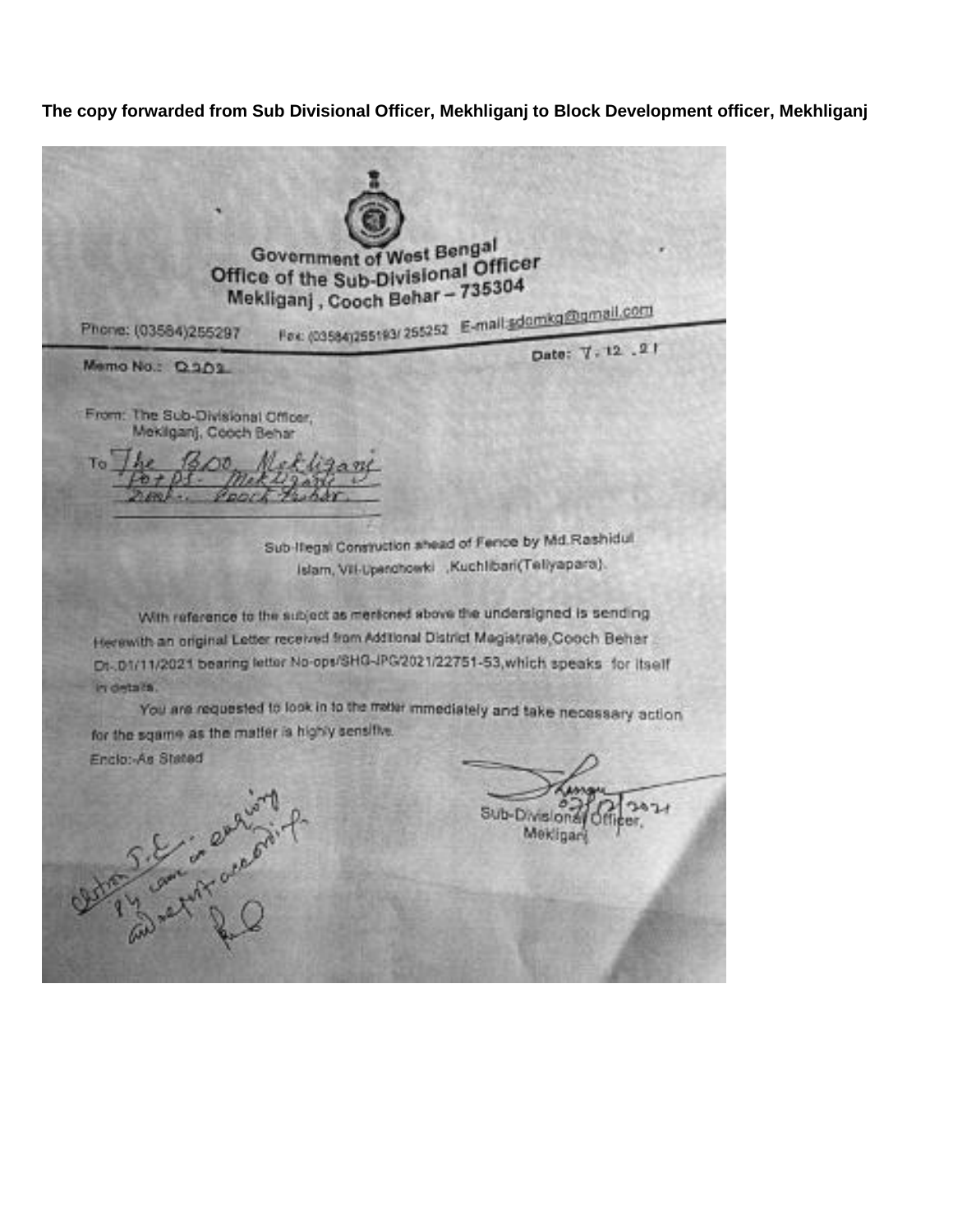**The copy forwarded from Sub Divisional Officer, Mekhliganj to Block Development officer, Mekhliganj**

Government of West Bengal
Office of the Sub-Divisional Officer
Mekliganj , Cooch Behar – 735304

Phone: (03584)255297 Fax: (03584)255193/ 255252 E-mail:sdomkg@gmail.com

Memo No.: Q.202 Date: 7.12.21

From: The Sub-Divisional Officer,
Mekliganj, Cooch Behar

To The BDO, Mekliganj
PO + PS - Mekliganj
Dist. - Cooch Behar.

Sub-Illegal Construction ahead of Fence by Md.Rashidul Islam, Vil-Upanchowki ,Kuchlibari(Teliyapara).

With reference to the subject as mentioned above the undersigned is sending Herewith an original Letter received from Additional District Magistrate,Cooch Behar Dt-.01/11/2021 bearing letter No-ops/SHG-JPG/2021/22751-53,which speaks for itself in details.

You are requested to look in to the matter immediately and take necessary action for the sqame as the matter is highly sensitive.

Enclo:-As Stated

07/12/2021
Sub-Divisional Officer,
Mekliganj

Oldr. J.E. in enquiry
by cam in accordingly
and report accordingly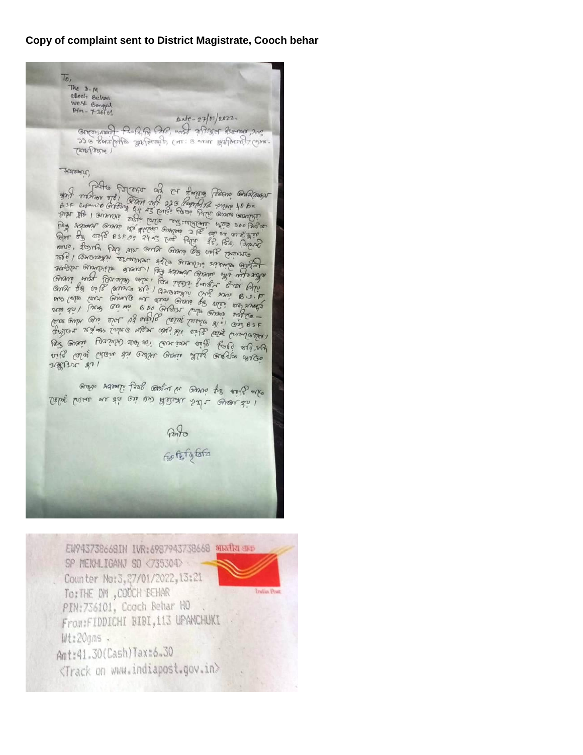**Copy of complaint sent to District Magistrate, Cooch behar**

To,
The D.M
Cooch Behar
West Bengal
Pin- 736101

Date- 27/01/2022.

আবেদনকারী- ফিদিচি বিবি, স্বামী- মফিজুল ইসলাম, বাড়ি ১১৩ উপানচৌকি কুচলিবাড়ী, পো: ও থানা কুচলিবাড়ী, জেলা- কোচবিহার।

মহাশয়,

বিনীত

ফিদিচি বিবি

EW943738668IN IVR:6987943738668 भारतीय डाक
SP MEKHLIGANJ SO <735304>
Counter No:3,27/01/2022,13:21
To:THE DM ,COOCH BEHAR
PIN:736101, Cooch Behar HO
From:FIDDICHI BIBI,113 UPANCHUKI
Wt:20gms .
Amt:41.30(Cash)Tax:6.30
<Track on www.indiapost.gov.in>

India Post